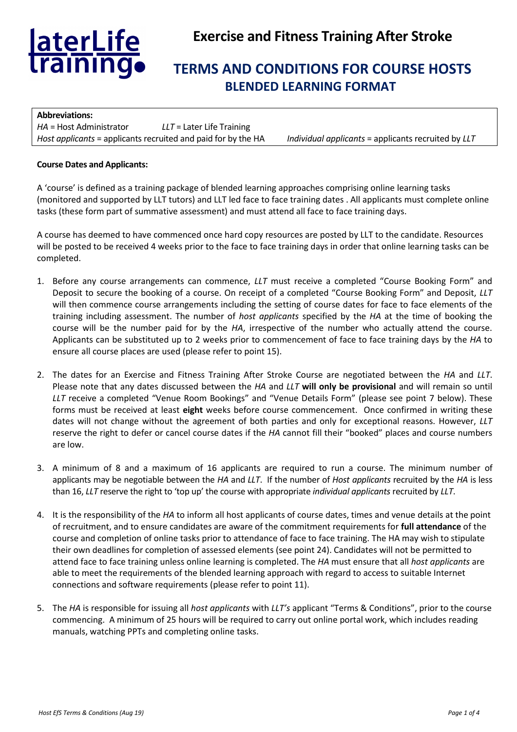# Exercise and Fitness Training After Stroke

## TERMS AND CONDITIONS FOR COURSE HOSTS

## BLENDED LEARNING FORMAT

**Abbreviations:**
*HA* = Host Administrator *LLT* = Later Life Training
*Host applicants* = applicants recruited and paid for by the HA *Individual applicants* = applicants recruited by *LLT*

**Course Dates and Applicants:**

A 'course' is defined as a training package of blended learning approaches comprising online learning tasks (monitored and supported by LLT tutors) and LLT led face to face training dates . All applicants must complete online tasks (these form part of summative assessment) and must attend all face to face training days.

A course has deemed to have commenced once hard copy resources are posted by LLT to the candidate. Resources will be posted to be received 4 weeks prior to the face to face training days in order that online learning tasks can be completed.

1. Before any course arrangements can commence, *LLT* must receive a completed "Course Booking Form" and Deposit to secure the booking of a course. On receipt of a completed "Course Booking Form" and Deposit, *LLT* will then commence course arrangements including the setting of course dates for face to face elements of the training including assessment. The number of *host applicants* specified by the *HA* at the time of booking the course will be the number paid for by the *HA*, irrespective of the number who actually attend the course. Applicants can be substituted up to 2 weeks prior to commencement of face to face training days by the *HA* to ensure all course places are used (please refer to point 15).

2. The dates for an Exercise and Fitness Training After Stroke Course are negotiated between the *HA* and *LLT*. Please note that any dates discussed between the *HA* and *LLT* **will only be provisional** and will remain so until *LLT* receive a completed "Venue Room Bookings" and "Venue Details Form" (please see point 7 below). These forms must be received at least **eight** weeks before course commencement. Once confirmed in writing these dates will not change without the agreement of both parties and only for exceptional reasons. However, *LLT* reserve the right to defer or cancel course dates if the *HA* cannot fill their "booked" places and course numbers are low.

3. A minimum of 8 and a maximum of 16 applicants are required to run a course. The minimum number of applicants may be negotiable between the *HA* and *LLT*. If the number of *Host applicants* recruited by the *HA* is less than 16, *LLT* reserve the right to 'top up' the course with appropriate *individual applicants* recruited by *LLT*.

4. It is the responsibility of the *HA* to inform all host applicants of course dates, times and venue details at the point of recruitment, and to ensure candidates are aware of the commitment requirements for **full attendance** of the course and completion of online tasks prior to attendance of face to face training. The HA may wish to stipulate their own deadlines for completion of assessed elements (see point 24). Candidates will not be permitted to attend face to face training unless online learning is completed. The *HA* must ensure that all *host applicants* are able to meet the requirements of the blended learning approach with regard to access to suitable Internet connections and software requirements (please refer to point 11).

5. The *HA* is responsible for issuing all *host applicants* with *LLT's* applicant "Terms & Conditions", prior to the course commencing. A minimum of 25 hours will be required to carry out online portal work, which includes reading manuals, watching PPTs and completing online tasks.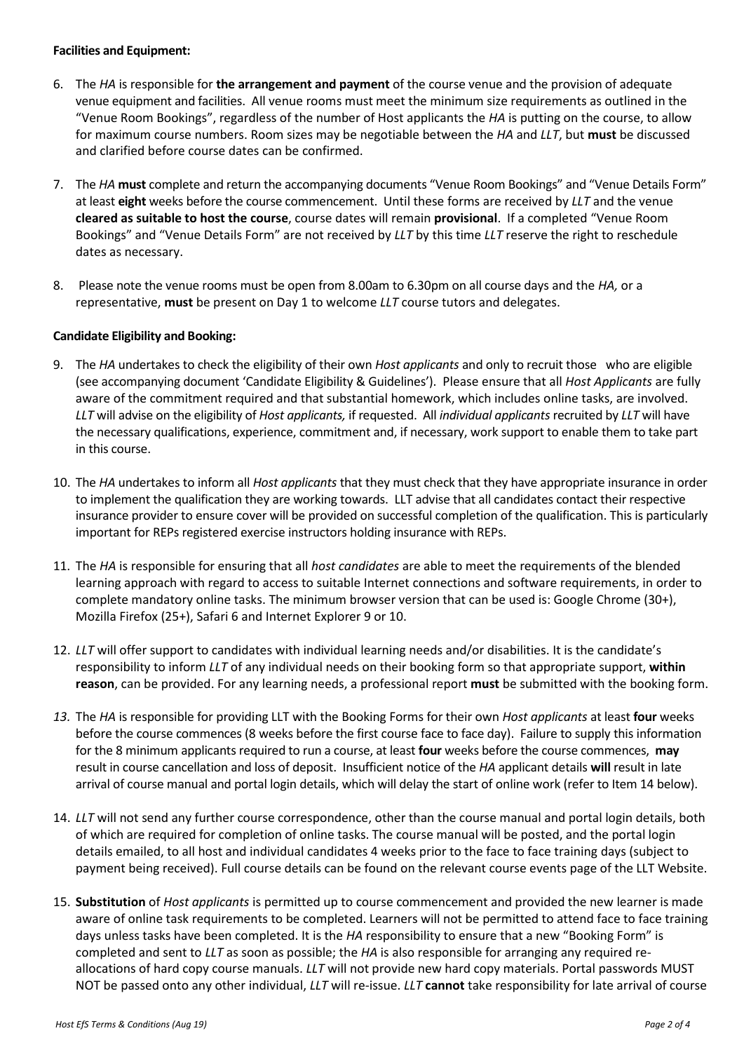**Facilities and Equipment:**

6. The *HA* is responsible for **the arrangement and payment** of the course venue and the provision of adequate venue equipment and facilities. All venue rooms must meet the minimum size requirements as outlined in the "Venue Room Bookings", regardless of the number of Host applicants the *HA* is putting on the course, to allow for maximum course numbers. Room sizes may be negotiable between the *HA* and *LLT*, but **must** be discussed and clarified before course dates can be confirmed.

7. The *HA* **must** complete and return the accompanying documents "Venue Room Bookings" and "Venue Details Form" at least **eight** weeks before the course commencement. Until these forms are received by *LLT* and the venue **cleared as suitable to host the course**, course dates will remain **provisional**. If a completed "Venue Room Bookings" and "Venue Details Form" are not received by *LLT* by this time *LLT* reserve the right to reschedule dates as necessary.

8. Please note the venue rooms must be open from 8.00am to 6.30pm on all course days and the *HA,* or a representative, **must** be present on Day 1 to welcome *LLT* course tutors and delegates.

**Candidate Eligibility and Booking:**

9. The *HA* undertakes to check the eligibility of their own *Host applicants* and only to recruit those who are eligible (see accompanying document 'Candidate Eligibility & Guidelines'). Please ensure that all *Host Applicants* are fully aware of the commitment required and that substantial homework, which includes online tasks, are involved. *LLT* will advise on the eligibility of *Host applicants,* if requested. All *individual applicants* recruited by *LLT* will have the necessary qualifications, experience, commitment and, if necessary, work support to enable them to take part in this course.

10. The *HA* undertakes to inform all *Host applicants* that they must check that they have appropriate insurance in order to implement the qualification they are working towards. LLT advise that all candidates contact their respective insurance provider to ensure cover will be provided on successful completion of the qualification. This is particularly important for REPs registered exercise instructors holding insurance with REPs.

11. The *HA* is responsible for ensuring that all *host candidates* are able to meet the requirements of the blended learning approach with regard to access to suitable Internet connections and software requirements, in order to complete mandatory online tasks. The minimum browser version that can be used is: Google Chrome (30+), Mozilla Firefox (25+), Safari 6 and Internet Explorer 9 or 10.

12. *LLT* will offer support to candidates with individual learning needs and/or disabilities. It is the candidate's responsibility to inform *LLT* of any individual needs on their booking form so that appropriate support, **within reason**, can be provided. For any learning needs, a professional report **must** be submitted with the booking form.

13. The *HA* is responsible for providing LLT with the Booking Forms for their own *Host applicants* at least **four** weeks before the course commences (8 weeks before the first course face to face day). Failure to supply this information for the 8 minimum applicants required to run a course, at least **four** weeks before the course commences, **may** result in course cancellation and loss of deposit. Insufficient notice of the *HA* applicant details **will** result in late arrival of course manual and portal login details, which will delay the start of online work (refer to Item 14 below).

14. *LLT* will not send any further course correspondence, other than the course manual and portal login details, both of which are required for completion of online tasks. The course manual will be posted, and the portal login details emailed, to all host and individual candidates 4 weeks prior to the face to face training days (subject to payment being received). Full course details can be found on the relevant course events page of the LLT Website.

15. **Substitution** of *Host applicants* is permitted up to course commencement and provided the new learner is made aware of online task requirements to be completed. Learners will not be permitted to attend face to face training days unless tasks have been completed. It is the *HA* responsibility to ensure that a new "Booking Form" is completed and sent to *LLT* as soon as possible; the *HA* is also responsible for arranging any required re-allocations of hard copy course manuals. *LLT* will not provide new hard copy materials. Portal passwords MUST NOT be passed onto any other individual, *LLT* will re-issue. *LLT* **cannot** take responsibility for late arrival of course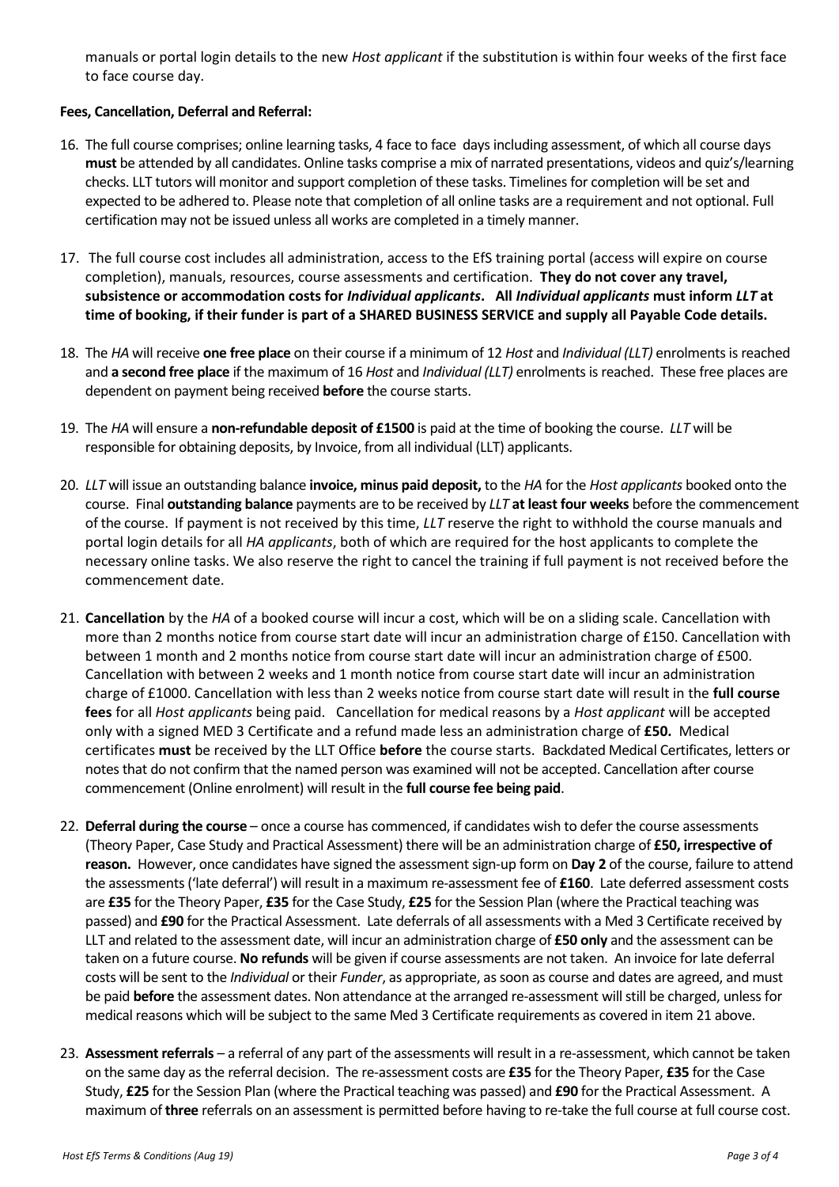manuals or portal login details to the new *Host applicant* if the substitution is within four weeks of the first face to face course day.

**Fees, Cancellation, Deferral and Referral:**

16. The full course comprises; online learning tasks, 4 face to face days including assessment, of which all course days **must** be attended by all candidates. Online tasks comprise a mix of narrated presentations, videos and quiz's/learning checks. LLT tutors will monitor and support completion of these tasks. Timelines for completion will be set and expected to be adhered to. Please note that completion of all online tasks are a requirement and not optional. Full certification may not be issued unless all works are completed in a timely manner.

17. The full course cost includes all administration, access to the EfS training portal (access will expire on course completion), manuals, resources, course assessments and certification. **They do not cover any travel, subsistence or accommodation costs for *Individual applicants*. All *Individual applicants* must inform *LLT* at time of booking, if their funder is part of a SHARED BUSINESS SERVICE and supply all Payable Code details.**

18. The *HA* will receive **one free place** on their course if a minimum of 12 *Host* and *Individual (LLT)* enrolments is reached and **a second free place** if the maximum of 16 *Host* and *Individual (LLT)* enrolments is reached. These free places are dependent on payment being received **before** the course starts.

19. The *HA* will ensure a **non-refundable deposit of £1500** is paid at the time of booking the course. *LLT* will be responsible for obtaining deposits, by Invoice, from all individual (LLT) applicants.

20. *LLT* will issue an outstanding balance **invoice, minus paid deposit,** to the *HA* for the *Host applicants* booked onto the course. Final **outstanding balance** payments are to be received by *LLT* **at least four weeks** before the commencement of the course. If payment is not received by this time, *LLT* reserve the right to withhold the course manuals and portal login details for all *HA applicants*, both of which are required for the host applicants to complete the necessary online tasks. We also reserve the right to cancel the training if full payment is not received before the commencement date.

21. **Cancellation** by the *HA* of a booked course will incur a cost, which will be on a sliding scale. Cancellation with more than 2 months notice from course start date will incur an administration charge of £150. Cancellation with between 1 month and 2 months notice from course start date will incur an administration charge of £500. Cancellation with between 2 weeks and 1 month notice from course start date will incur an administration charge of £1000. Cancellation with less than 2 weeks notice from course start date will result in the **full course fees** for all *Host applicants* being paid. Cancellation for medical reasons by a *Host applicant* will be accepted only with a signed MED 3 Certificate and a refund made less an administration charge of **£50.** Medical certificates **must** be received by the LLT Office **before** the course starts. Backdated Medical Certificates, letters or notes that do not confirm that the named person was examined will not be accepted. Cancellation after course commencement (Online enrolment) will result in the **full course fee being paid**.

22. **Deferral during the course** – once a course has commenced, if candidates wish to defer the course assessments (Theory Paper, Case Study and Practical Assessment) there will be an administration charge of **£50, irrespective of reason.** However, once candidates have signed the assessment sign-up form on **Day 2** of the course, failure to attend the assessments ('late deferral') will result in a maximum re-assessment fee of **£160**. Late deferred assessment costs are **£35** for the Theory Paper, **£35** for the Case Study, **£25** for the Session Plan (where the Practical teaching was passed) and **£90** for the Practical Assessment. Late deferrals of all assessments with a Med 3 Certificate received by LLT and related to the assessment date, will incur an administration charge of **£50 only** and the assessment can be taken on a future course. **No refunds** will be given if course assessments are not taken. An invoice for late deferral costs will be sent to the *Individual* or their *Funder*, as appropriate, as soon as course and dates are agreed, and must be paid **before** the assessment dates. Non attendance at the arranged re-assessment will still be charged, unless for medical reasons which will be subject to the same Med 3 Certificate requirements as covered in item 21 above.

23. **Assessment referrals** – a referral of any part of the assessments will result in a re-assessment, which cannot be taken on the same day as the referral decision. The re-assessment costs are **£35** for the Theory Paper, **£35** for the Case Study, **£25** for the Session Plan (where the Practical teaching was passed) and **£90** for the Practical Assessment. A maximum of **three** referrals on an assessment is permitted before having to re-take the full course at full course cost.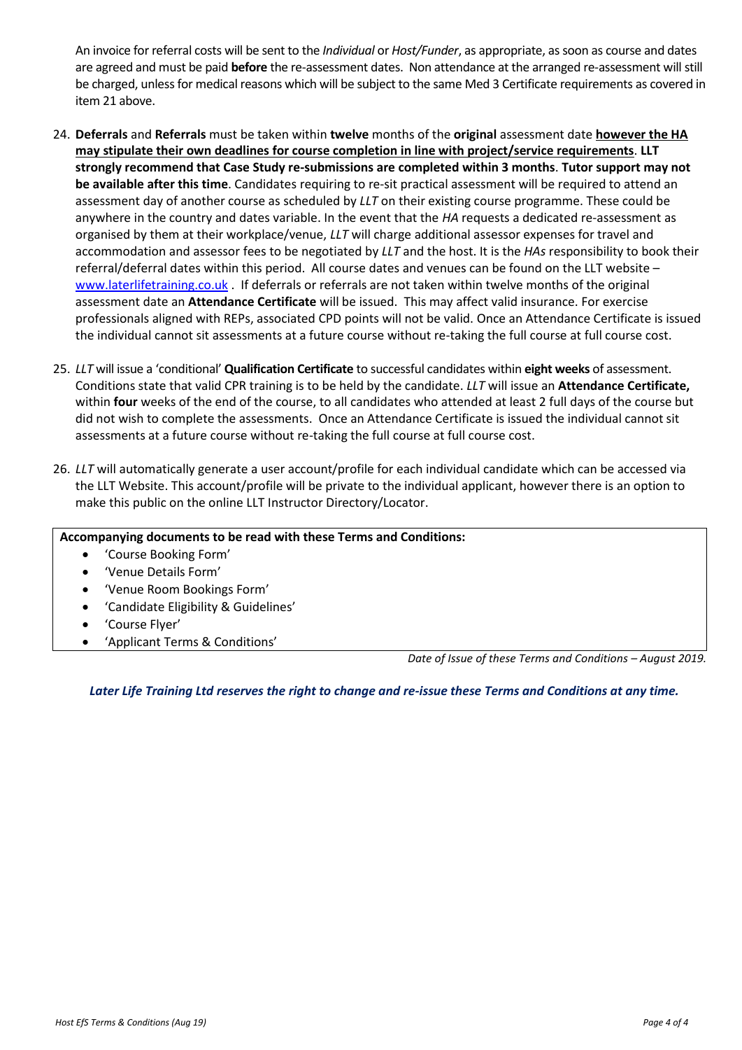An invoice for referral costs will be sent to the *Individual* or *Host/Funder*, as appropriate, as soon as course and dates are agreed and must be paid **before** the re-assessment dates. Non attendance at the arranged re-assessment will still be charged, unless for medical reasons which will be subject to the same Med 3 Certificate requirements as covered in item 21 above.

24. **Deferrals** and **Referrals** must be taken within **twelve** months of the **original** assessment date **however the HA may stipulate their own deadlines for course completion in line with project/service requirements**. **LLT strongly recommend that Case Study re-submissions are completed within 3 months**. **Tutor support may not be available after this time**. Candidates requiring to re-sit practical assessment will be required to attend an assessment day of another course as scheduled by *LLT* on their existing course programme. These could be anywhere in the country and dates variable. In the event that the *HA* requests a dedicated re-assessment as organised by them at their workplace/venue, *LLT* will charge additional assessor expenses for travel and accommodation and assessor fees to be negotiated by *LLT* and the host. It is the *HAs* responsibility to book their referral/deferral dates within this period. All course dates and venues can be found on the LLT website – www.laterlifetraining.co.uk . If deferrals or referrals are not taken within twelve months of the original assessment date an **Attendance Certificate** will be issued. This may affect valid insurance. For exercise professionals aligned with REPs, associated CPD points will not be valid. Once an Attendance Certificate is issued the individual cannot sit assessments at a future course without re-taking the full course at full course cost.

25. *LLT* will issue a 'conditional' **Qualification Certificate** to successful candidates within **eight weeks** of assessment. Conditions state that valid CPR training is to be held by the candidate. *LLT* will issue an **Attendance Certificate,** within **four** weeks of the end of the course, to all candidates who attended at least 2 full days of the course but did not wish to complete the assessments. Once an Attendance Certificate is issued the individual cannot sit assessments at a future course without re-taking the full course at full course cost.

26. *LLT* will automatically generate a user account/profile for each individual candidate which can be accessed via the LLT Website. This account/profile will be private to the individual applicant, however there is an option to make this public on the online LLT Instructor Directory/Locator.

**Accompanying documents to be read with these Terms and Conditions:**

- 'Course Booking Form'
- 'Venue Details Form'
- 'Venue Room Bookings Form'
- 'Candidate Eligibility & Guidelines'
- 'Course Flyer'
- 'Applicant Terms & Conditions'

*Date of Issue of these Terms and Conditions – August 2019.*

***Later Life Training Ltd reserves the right to change and re-issue these Terms and Conditions at any time.***